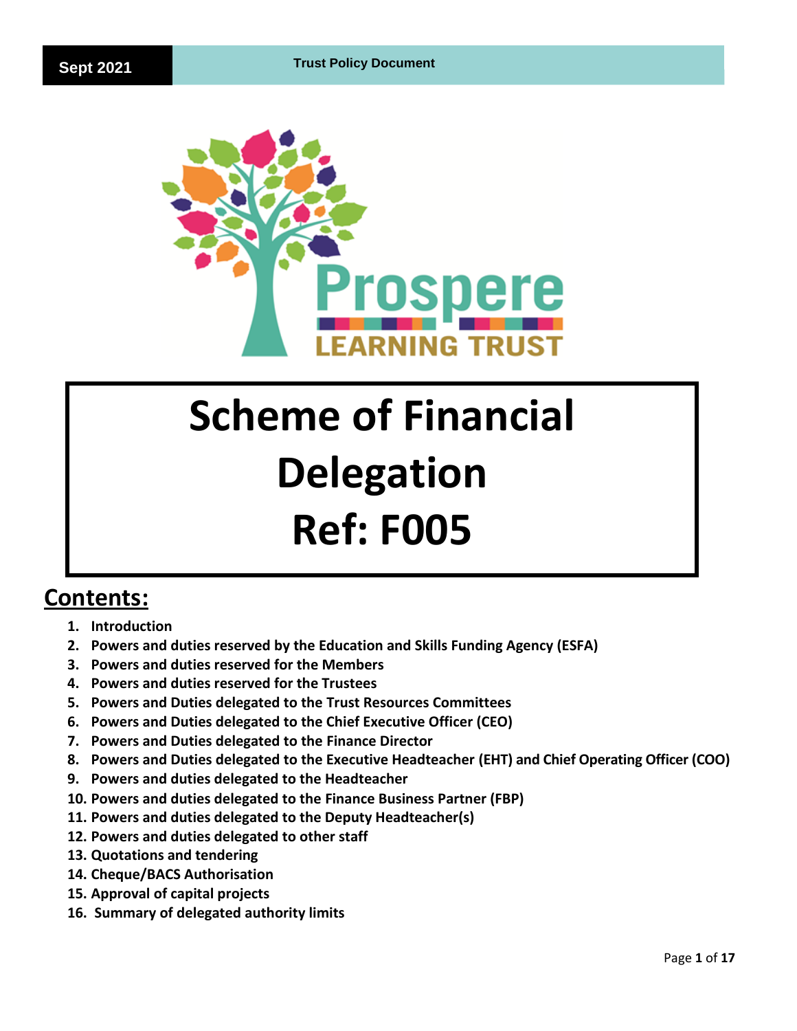Sept 2021 | Trust Policy Document

# Scheme of Financial Delegation
# Ref: F005

## Contents:

1. Introduction
2. Powers and duties reserved by the Education and Skills Funding Agency (ESFA)
3. Powers and duties reserved for the Members
4. Powers and duties reserved for the Trustees
5. Powers and Duties delegated to the Trust Resources Committees
6. Powers and Duties delegated to the Chief Executive Officer (CEO)
7. Powers and Duties delegated to the Finance Director
8. Powers and Duties delegated to the Executive Headteacher (EHT) and Chief Operating Officer (COO)
9. Powers and duties delegated to the Headteacher
10. Powers and duties delegated to the Finance Business Partner (FBP)
11. Powers and duties delegated to the Deputy Headteacher(s)
12. Powers and duties delegated to other staff
13. Quotations and tendering
14. Cheque/BACS Authorisation
15. Approval of capital projects
16. Summary of delegated authority limits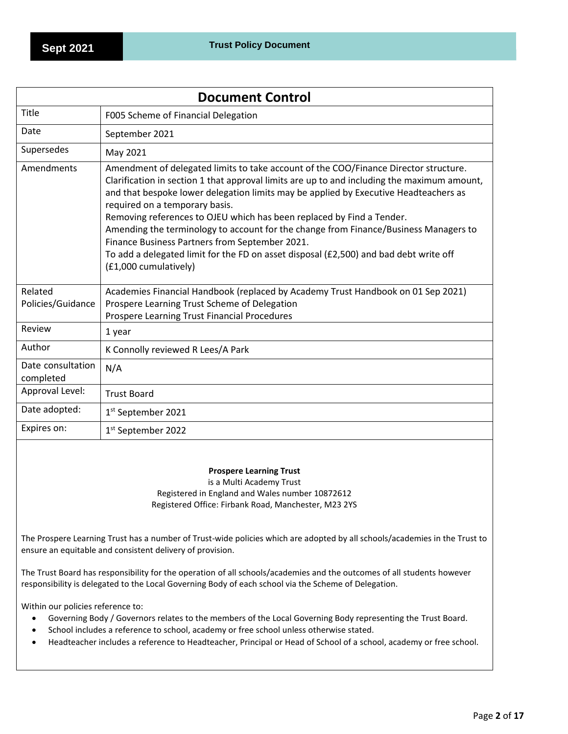## Document Control

| | |
|---|---|
| Title | F005 Scheme of Financial Delegation |
| Date | September 2021 |
| Supersedes | May 2021 |
| Amendments | Amendment of delegated limits to take account of the COO/Finance Director structure. Clarification in section 1 that approval limits are up to and including the maximum amount, and that bespoke lower delegation limits may be applied by Executive Headteachers as required on a temporary basis.<br>Removing references to OJEU which has been replaced by Find a Tender.<br>Amending the terminology to account for the change from Finance/Business Managers to Finance Business Partners from September 2021.<br>To add a delegated limit for the FD on asset disposal (£2,500) and bad debt write off (£1,000 cumulatively) |
| Related Policies/Guidance | Academies Financial Handbook (replaced by Academy Trust Handbook on 01 Sep 2021)<br>Prospere Learning Trust Scheme of Delegation<br>Prospere Learning Trust Financial Procedures |
| Review | 1 year |
| Author | K Connolly reviewed R Lees/A Park |
| Date consultation completed | N/A |
| Approval Level: | Trust Board |
| Date adopted: | 1st September 2021 |
| Expires on: | 1st September 2022 |

**Prospere Learning Trust**
is a Multi Academy Trust
Registered in England and Wales number 10872612
Registered Office: Firbank Road, Manchester, M23 2YS

The Prospere Learning Trust has a number of Trust-wide policies which are adopted by all schools/academies in the Trust to ensure an equitable and consistent delivery of provision.

The Trust Board has responsibility for the operation of all schools/academies and the outcomes of all students however responsibility is delegated to the Local Governing Body of each school via the Scheme of Delegation.

Within our policies reference to:

- Governing Body / Governors relates to the members of the Local Governing Body representing the Trust Board.
- School includes a reference to school, academy or free school unless otherwise stated.
- Headteacher includes a reference to Headteacher, Principal or Head of School of a school, academy or free school.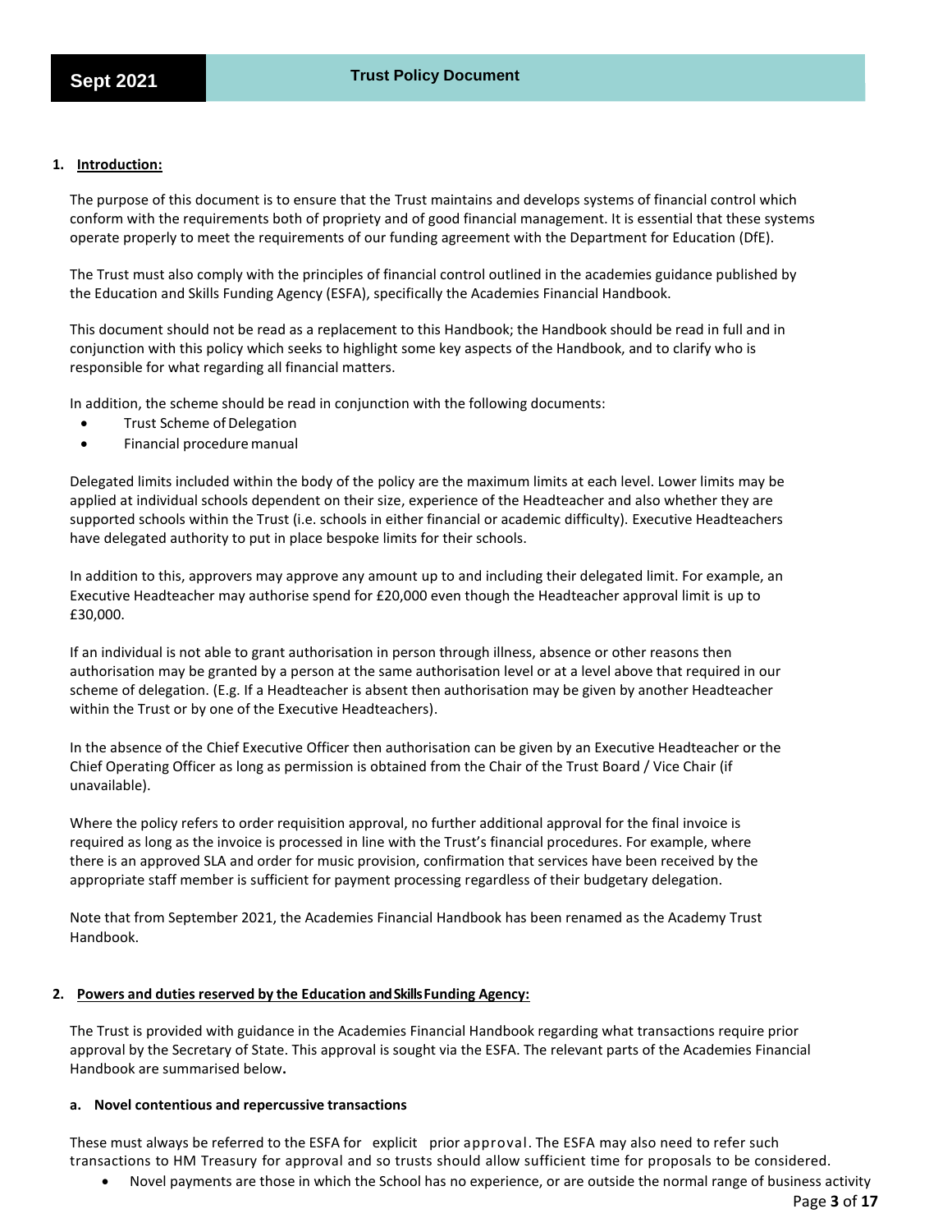## 1. Introduction:

The purpose of this document is to ensure that the Trust maintains and develops systems of financial control which conform with the requirements both of propriety and of good financial management. It is essential that these systems operate properly to meet the requirements of our funding agreement with the Department for Education (DfE).

The Trust must also comply with the principles of financial control outlined in the academies guidance published by the Education and Skills Funding Agency (ESFA), specifically the Academies Financial Handbook.

This document should not be read as a replacement to this Handbook; the Handbook should be read in full and in conjunction with this policy which seeks to highlight some key aspects of the Handbook, and to clarify who is responsible for what regarding all financial matters.

In addition, the scheme should be read in conjunction with the following documents:

- Trust Scheme of Delegation
- Financial procedure manual

Delegated limits included within the body of the policy are the maximum limits at each level. Lower limits may be applied at individual schools dependent on their size, experience of the Headteacher and also whether they are supported schools within the Trust (i.e. schools in either financial or academic difficulty). Executive Headteachers have delegated authority to put in place bespoke limits for their schools.

In addition to this, approvers may approve any amount up to and including their delegated limit. For example, an Executive Headteacher may authorise spend for £20,000 even though the Headteacher approval limit is up to £30,000.

If an individual is not able to grant authorisation in person through illness, absence or other reasons then authorisation may be granted by a person at the same authorisation level or at a level above that required in our scheme of delegation. (E.g. If a Headteacher is absent then authorisation may be given by another Headteacher within the Trust or by one of the Executive Headteachers).

In the absence of the Chief Executive Officer then authorisation can be given by an Executive Headteacher or the Chief Operating Officer as long as permission is obtained from the Chair of the Trust Board / Vice Chair (if unavailable).

Where the policy refers to order requisition approval, no further additional approval for the final invoice is required as long as the invoice is processed in line with the Trust's financial procedures. For example, where there is an approved SLA and order for music provision, confirmation that services have been received by the appropriate staff member is sufficient for payment processing regardless of their budgetary delegation.

Note that from September 2021, the Academies Financial Handbook has been renamed as the Academy Trust Handbook.

## 2. Powers and duties reserved by the Education and Skills Funding Agency:

The Trust is provided with guidance in the Academies Financial Handbook regarding what transactions require prior approval by the Secretary of State. This approval is sought via the ESFA. The relevant parts of the Academies Financial Handbook are summarised below**.**

### a. Novel contentious and repercussive transactions

These must always be referred to the ESFA for explicit prior approval. The ESFA may also need to refer such transactions to HM Treasury for approval and so trusts should allow sufficient time for proposals to be considered.

- Novel payments are those in which the School has no experience, or are outside the normal range of business activity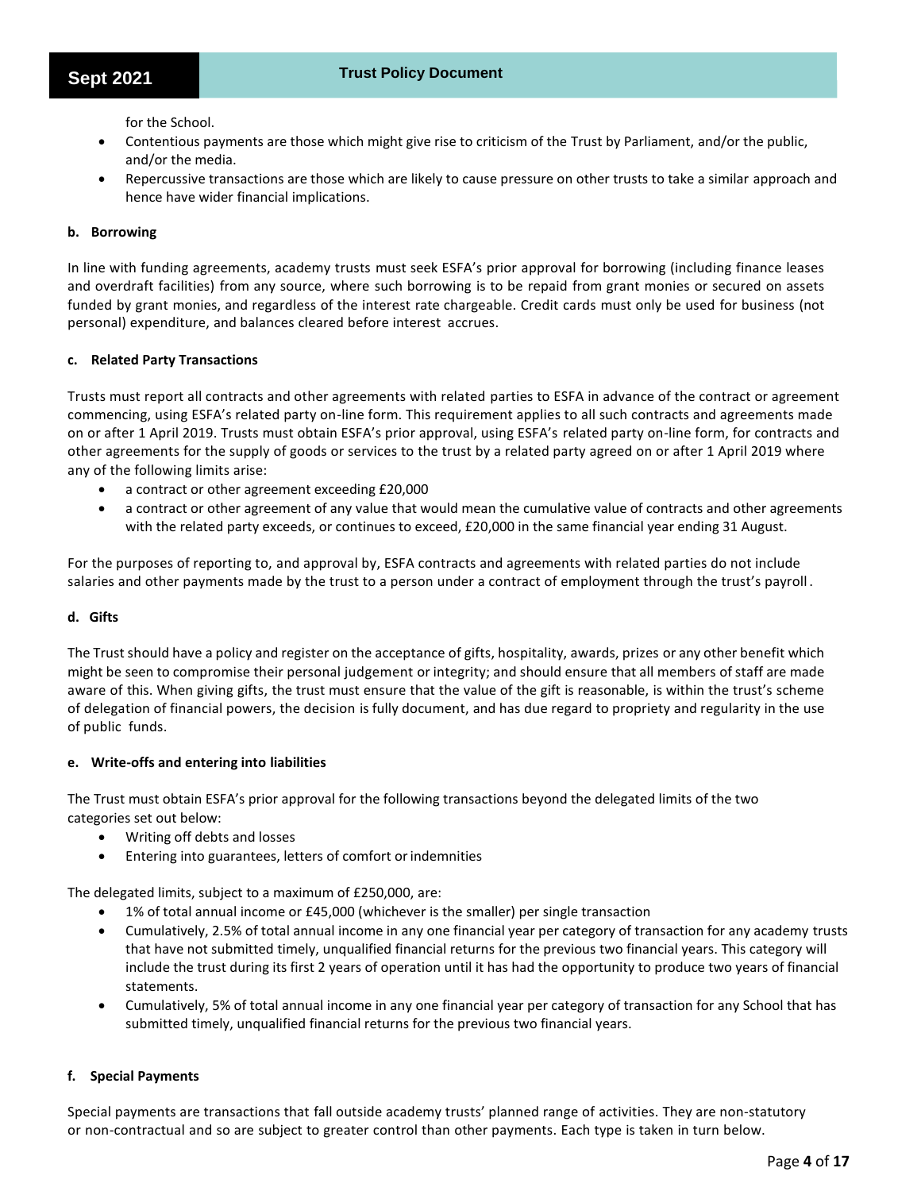for the School.

- Contentious payments are those which might give rise to criticism of the Trust by Parliament, and/or the public, and/or the media.
- Repercussive transactions are those which are likely to cause pressure on other trusts to take a similar approach and hence have wider financial implications.

#### b. Borrowing

In line with funding agreements, academy trusts must seek ESFA's prior approval for borrowing (including finance leases and overdraft facilities) from any source, where such borrowing is to be repaid from grant monies or secured on assets funded by grant monies, and regardless of the interest rate chargeable. Credit cards must only be used for business (not personal) expenditure, and balances cleared before interest accrues.

#### c. Related Party Transactions

Trusts must report all contracts and other agreements with related parties to ESFA in advance of the contract or agreement commencing, using ESFA's related party on-line form. This requirement applies to all such contracts and agreements made on or after 1 April 2019. Trusts must obtain ESFA's prior approval, using ESFA's related party on-line form, for contracts and other agreements for the supply of goods or services to the trust by a related party agreed on or after 1 April 2019 where any of the following limits arise:

- a contract or other agreement exceeding £20,000
- a contract or other agreement of any value that would mean the cumulative value of contracts and other agreements with the related party exceeds, or continues to exceed, £20,000 in the same financial year ending 31 August.

For the purposes of reporting to, and approval by, ESFA contracts and agreements with related parties do not include salaries and other payments made by the trust to a person under a contract of employment through the trust's payroll.

#### d. Gifts

The Trust should have a policy and register on the acceptance of gifts, hospitality, awards, prizes or any other benefit which might be seen to compromise their personal judgement or integrity; and should ensure that all members of staff are made aware of this. When giving gifts, the trust must ensure that the value of the gift is reasonable, is within the trust's scheme of delegation of financial powers, the decision is fully document, and has due regard to propriety and regularity in the use of public funds.

#### e. Write-offs and entering into liabilities

The Trust must obtain ESFA's prior approval for the following transactions beyond the delegated limits of the two categories set out below:

- Writing off debts and losses
- Entering into guarantees, letters of comfort or indemnities

The delegated limits, subject to a maximum of £250,000, are:

- 1% of total annual income or £45,000 (whichever is the smaller) per single transaction
- Cumulatively, 2.5% of total annual income in any one financial year per category of transaction for any academy trusts that have not submitted timely, unqualified financial returns for the previous two financial years. This category will include the trust during its first 2 years of operation until it has had the opportunity to produce two years of financial statements.
- Cumulatively, 5% of total annual income in any one financial year per category of transaction for any School that has submitted timely, unqualified financial returns for the previous two financial years.

#### f. Special Payments

Special payments are transactions that fall outside academy trusts' planned range of activities. They are non-statutory or non-contractual and so are subject to greater control than other payments. Each type is taken in turn below.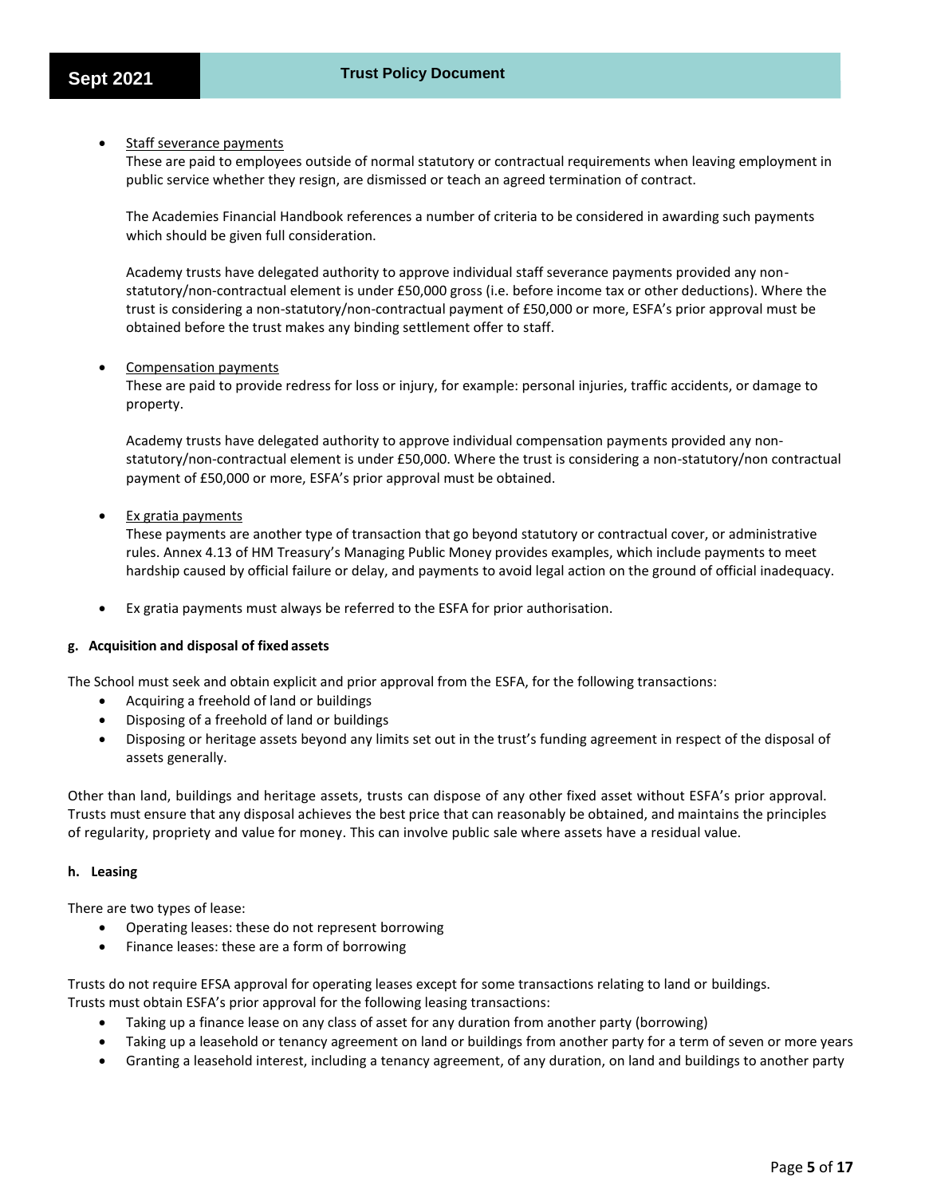- <u>Staff severance payments</u>
  These are paid to employees outside of normal statutory or contractual requirements when leaving employment in public service whether they resign, are dismissed or teach an agreed termination of contract.

  The Academies Financial Handbook references a number of criteria to be considered in awarding such payments which should be given full consideration.

  Academy trusts have delegated authority to approve individual staff severance payments provided any non-statutory/non-contractual element is under £50,000 gross (i.e. before income tax or other deductions). Where the trust is considering a non-statutory/non-contractual payment of £50,000 or more, ESFA's prior approval must be obtained before the trust makes any binding settlement offer to staff.

- <u>Compensation payments</u>
  These are paid to provide redress for loss or injury, for example: personal injuries, traffic accidents, or damage to property.

  Academy trusts have delegated authority to approve individual compensation payments provided any non-statutory/non-contractual element is under £50,000. Where the trust is considering a non-statutory/non contractual payment of £50,000 or more, ESFA's prior approval must be obtained.

- <u>Ex gratia payments</u>
  These payments are another type of transaction that go beyond statutory or contractual cover, or administrative rules. Annex 4.13 of HM Treasury's Managing Public Money provides examples, which include payments to meet hardship caused by official failure or delay, and payments to avoid legal action on the ground of official inadequacy.

- Ex gratia payments must always be referred to the ESFA for prior authorisation.

**g. Acquisition and disposal of fixed assets**

The School must seek and obtain explicit and prior approval from the ESFA, for the following transactions:

- Acquiring a freehold of land or buildings
- Disposing of a freehold of land or buildings
- Disposing or heritage assets beyond any limits set out in the trust's funding agreement in respect of the disposal of assets generally.

Other than land, buildings and heritage assets, trusts can dispose of any other fixed asset without ESFA's prior approval. Trusts must ensure that any disposal achieves the best price that can reasonably be obtained, and maintains the principles of regularity, propriety and value for money. This can involve public sale where assets have a residual value.

**h. Leasing**

There are two types of lease:

- Operating leases: these do not represent borrowing
- Finance leases: these are a form of borrowing

Trusts do not require EFSA approval for operating leases except for some transactions relating to land or buildings.
Trusts must obtain ESFA's prior approval for the following leasing transactions:

- Taking up a finance lease on any class of asset for any duration from another party (borrowing)
- Taking up a leasehold or tenancy agreement on land or buildings from another party for a term of seven or more years
- Granting a leasehold interest, including a tenancy agreement, of any duration, on land and buildings to another party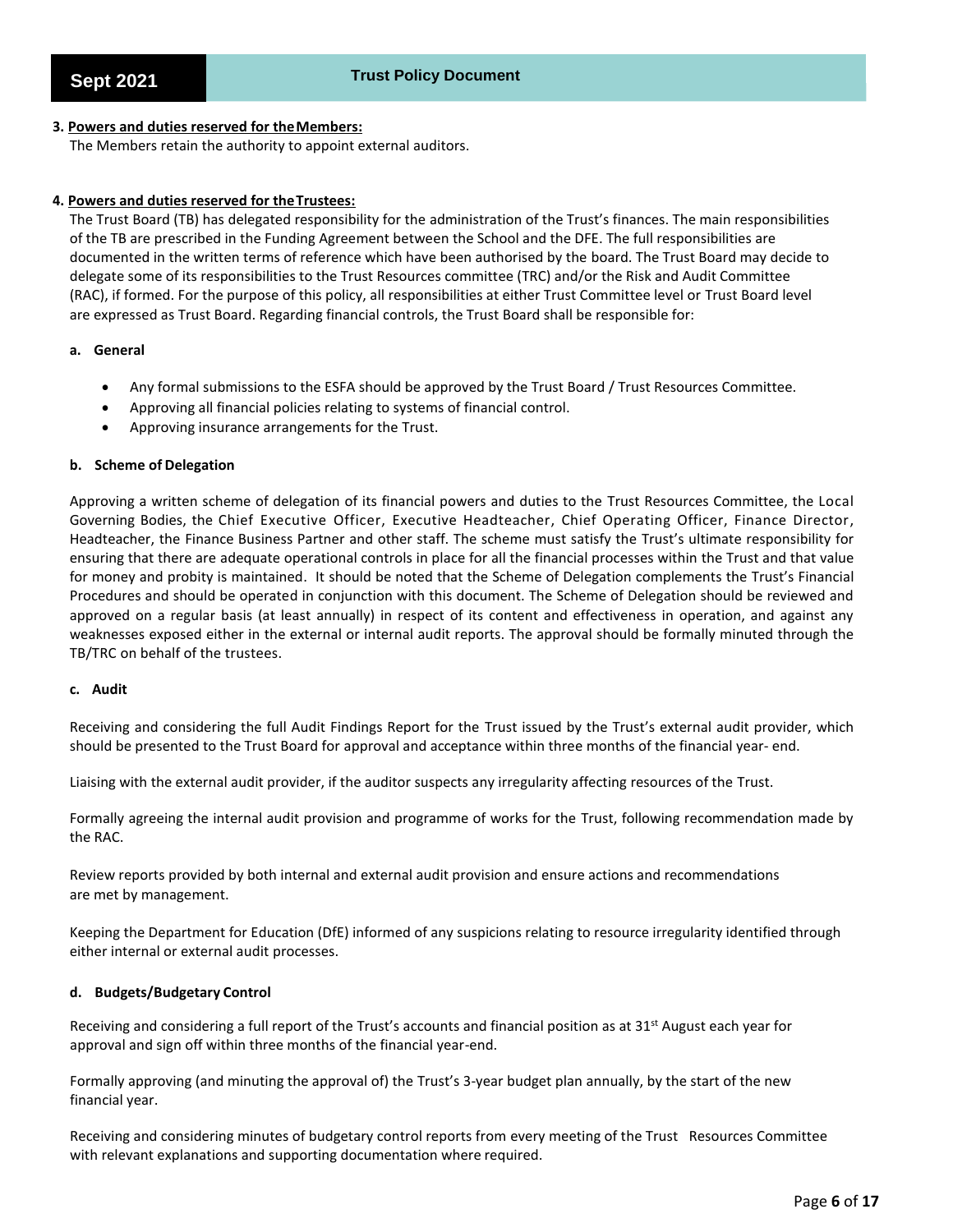### 3. Powers and duties reserved for the Members:

The Members retain the authority to appoint external auditors.

### 4. Powers and duties reserved for the Trustees:

The Trust Board (TB) has delegated responsibility for the administration of the Trust's finances. The main responsibilities of the TB are prescribed in the Funding Agreement between the School and the DFE. The full responsibilities are documented in the written terms of reference which have been authorised by the board. The Trust Board may decide to delegate some of its responsibilities to the Trust Resources committee (TRC) and/or the Risk and Audit Committee (RAC), if formed. For the purpose of this policy, all responsibilities at either Trust Committee level or Trust Board level are expressed as Trust Board. Regarding financial controls, the Trust Board shall be responsible for:

#### a. General

- Any formal submissions to the ESFA should be approved by the Trust Board / Trust Resources Committee.
- Approving all financial policies relating to systems of financial control.
- Approving insurance arrangements for the Trust.

#### b. Scheme of Delegation

Approving a written scheme of delegation of its financial powers and duties to the Trust Resources Committee, the Local Governing Bodies, the Chief Executive Officer, Executive Headteacher, Chief Operating Officer, Finance Director, Headteacher, the Finance Business Partner and other staff. The scheme must satisfy the Trust's ultimate responsibility for ensuring that there are adequate operational controls in place for all the financial processes within the Trust and that value for money and probity is maintained. It should be noted that the Scheme of Delegation complements the Trust's Financial Procedures and should be operated in conjunction with this document. The Scheme of Delegation should be reviewed and approved on a regular basis (at least annually) in respect of its content and effectiveness in operation, and against any weaknesses exposed either in the external or internal audit reports. The approval should be formally minuted through the TB/TRC on behalf of the trustees.

#### c. Audit

Receiving and considering the full Audit Findings Report for the Trust issued by the Trust's external audit provider, which should be presented to the Trust Board for approval and acceptance within three months of the financial year- end.

Liaising with the external audit provider, if the auditor suspects any irregularity affecting resources of the Trust.

Formally agreeing the internal audit provision and programme of works for the Trust, following recommendation made by the RAC.

Review reports provided by both internal and external audit provision and ensure actions and recommendations are met by management.

Keeping the Department for Education (DfE) informed of any suspicions relating to resource irregularity identified through either internal or external audit processes.

#### d. Budgets/Budgetary Control

Receiving and considering a full report of the Trust's accounts and financial position as at 31st August each year for approval and sign off within three months of the financial year-end.

Formally approving (and minuting the approval of) the Trust's 3-year budget plan annually, by the start of the new financial year.

Receiving and considering minutes of budgetary control reports from every meeting of the Trust Resources Committee with relevant explanations and supporting documentation where required.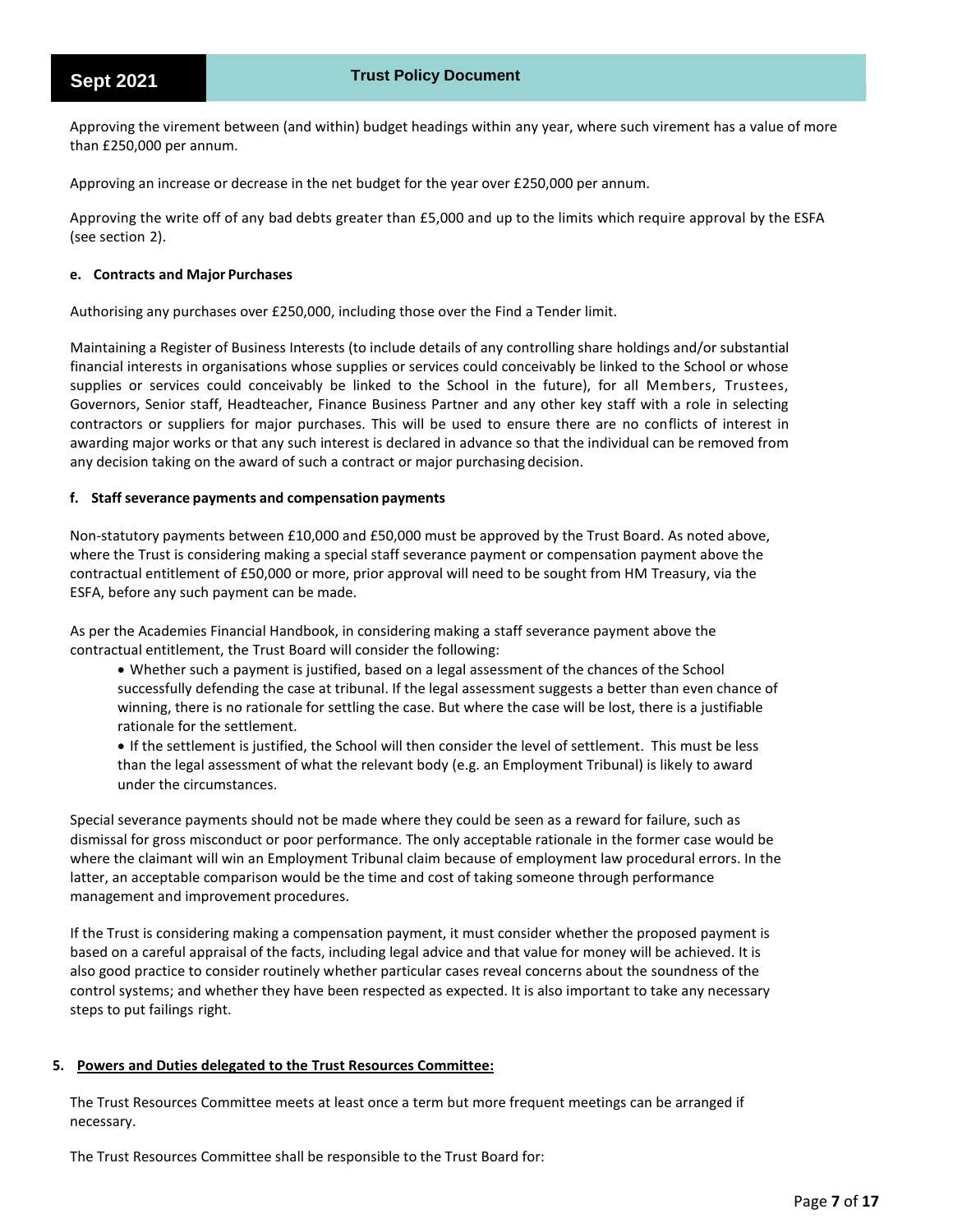Approving the virement between (and within) budget headings within any year, where such virement has a value of more than £250,000 per annum.

Approving an increase or decrease in the net budget for the year over £250,000 per annum.

Approving the write off of any bad debts greater than £5,000 and up to the limits which require approval by the ESFA (see section 2).

#### e. Contracts and Major Purchases

Authorising any purchases over £250,000, including those over the Find a Tender limit.

Maintaining a Register of Business Interests (to include details of any controlling share holdings and/or substantial financial interests in organisations whose supplies or services could conceivably be linked to the School or whose supplies or services could conceivably be linked to the School in the future), for all Members, Trustees, Governors, Senior staff, Headteacher, Finance Business Partner and any other key staff with a role in selecting contractors or suppliers for major purchases. This will be used to ensure there are no conflicts of interest in awarding major works or that any such interest is declared in advance so that the individual can be removed from any decision taking on the award of such a contract or major purchasing decision.

#### f. Staff severance payments and compensation payments

Non-statutory payments between £10,000 and £50,000 must be approved by the Trust Board. As noted above, where the Trust is considering making a special staff severance payment or compensation payment above the contractual entitlement of £50,000 or more, prior approval will need to be sought from HM Treasury, via the ESFA, before any such payment can be made.

As per the Academies Financial Handbook, in considering making a staff severance payment above the contractual entitlement, the Trust Board will consider the following:

- Whether such a payment is justified, based on a legal assessment of the chances of the School successfully defending the case at tribunal. If the legal assessment suggests a better than even chance of winning, there is no rationale for settling the case. But where the case will be lost, there is a justifiable rationale for the settlement.
- If the settlement is justified, the School will then consider the level of settlement. This must be less than the legal assessment of what the relevant body (e.g. an Employment Tribunal) is likely to award under the circumstances.

Special severance payments should not be made where they could be seen as a reward for failure, such as dismissal for gross misconduct or poor performance. The only acceptable rationale in the former case would be where the claimant will win an Employment Tribunal claim because of employment law procedural errors. In the latter, an acceptable comparison would be the time and cost of taking someone through performance management and improvement procedures.

If the Trust is considering making a compensation payment, it must consider whether the proposed payment is based on a careful appraisal of the facts, including legal advice and that value for money will be achieved. It is also good practice to consider routinely whether particular cases reveal concerns about the soundness of the control systems; and whether they have been respected as expected. It is also important to take any necessary steps to put failings right.

### 5. Powers and Duties delegated to the Trust Resources Committee:

The Trust Resources Committee meets at least once a term but more frequent meetings can be arranged if necessary.

The Trust Resources Committee shall be responsible to the Trust Board for: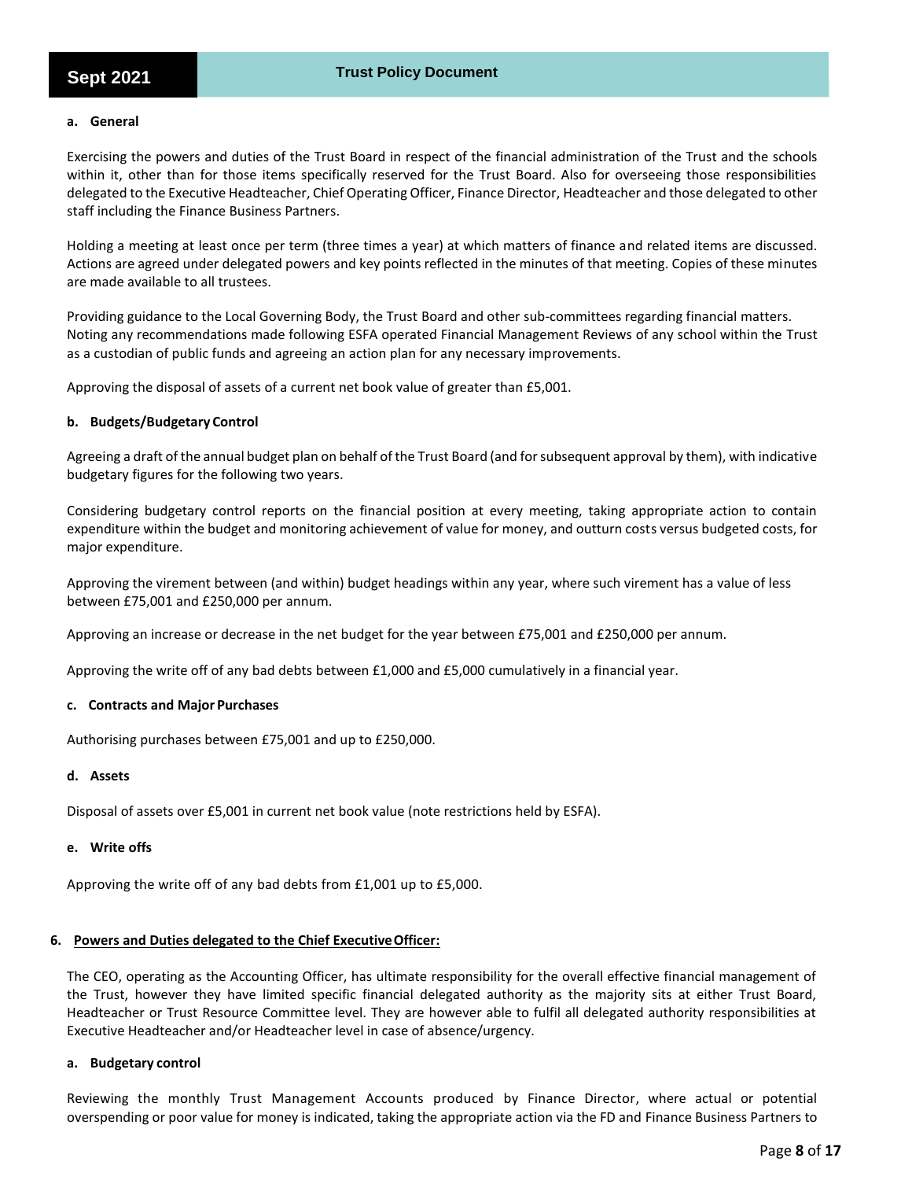**a. General**

Exercising the powers and duties of the Trust Board in respect of the financial administration of the Trust and the schools within it, other than for those items specifically reserved for the Trust Board. Also for overseeing those responsibilities delegated to the Executive Headteacher, Chief Operating Officer, Finance Director, Headteacher and those delegated to other staff including the Finance Business Partners.

Holding a meeting at least once per term (three times a year) at which matters of finance and related items are discussed. Actions are agreed under delegated powers and key points reflected in the minutes of that meeting. Copies of these minutes are made available to all trustees.

Providing guidance to the Local Governing Body, the Trust Board and other sub-committees regarding financial matters. Noting any recommendations made following ESFA operated Financial Management Reviews of any school within the Trust as a custodian of public funds and agreeing an action plan for any necessary improvements.

Approving the disposal of assets of a current net book value of greater than £5,001.

**b. Budgets/Budgetary Control**

Agreeing a draft of the annual budget plan on behalf of the Trust Board (and for subsequent approval by them), with indicative budgetary figures for the following two years.

Considering budgetary control reports on the financial position at every meeting, taking appropriate action to contain expenditure within the budget and monitoring achievement of value for money, and outturn costs versus budgeted costs, for major expenditure.

Approving the virement between (and within) budget headings within any year, where such virement has a value of less between £75,001 and £250,000 per annum.

Approving an increase or decrease in the net budget for the year between £75,001 and £250,000 per annum.

Approving the write off of any bad debts between £1,000 and £5,000 cumulatively in a financial year.

**c. Contracts and Major Purchases**

Authorising purchases between £75,001 and up to £250,000.

**d. Assets**

Disposal of assets over £5,001 in current net book value (note restrictions held by ESFA).

**e. Write offs**

Approving the write off of any bad debts from £1,001 up to £5,000.

## 6. Powers and Duties delegated to the Chief Executive Officer:

The CEO, operating as the Accounting Officer, has ultimate responsibility for the overall effective financial management of the Trust, however they have limited specific financial delegated authority as the majority sits at either Trust Board, Headteacher or Trust Resource Committee level. They are however able to fulfil all delegated authority responsibilities at Executive Headteacher and/or Headteacher level in case of absence/urgency.

**a. Budgetary control**

Reviewing the monthly Trust Management Accounts produced by Finance Director, where actual or potential overspending or poor value for money is indicated, taking the appropriate action via the FD and Finance Business Partners to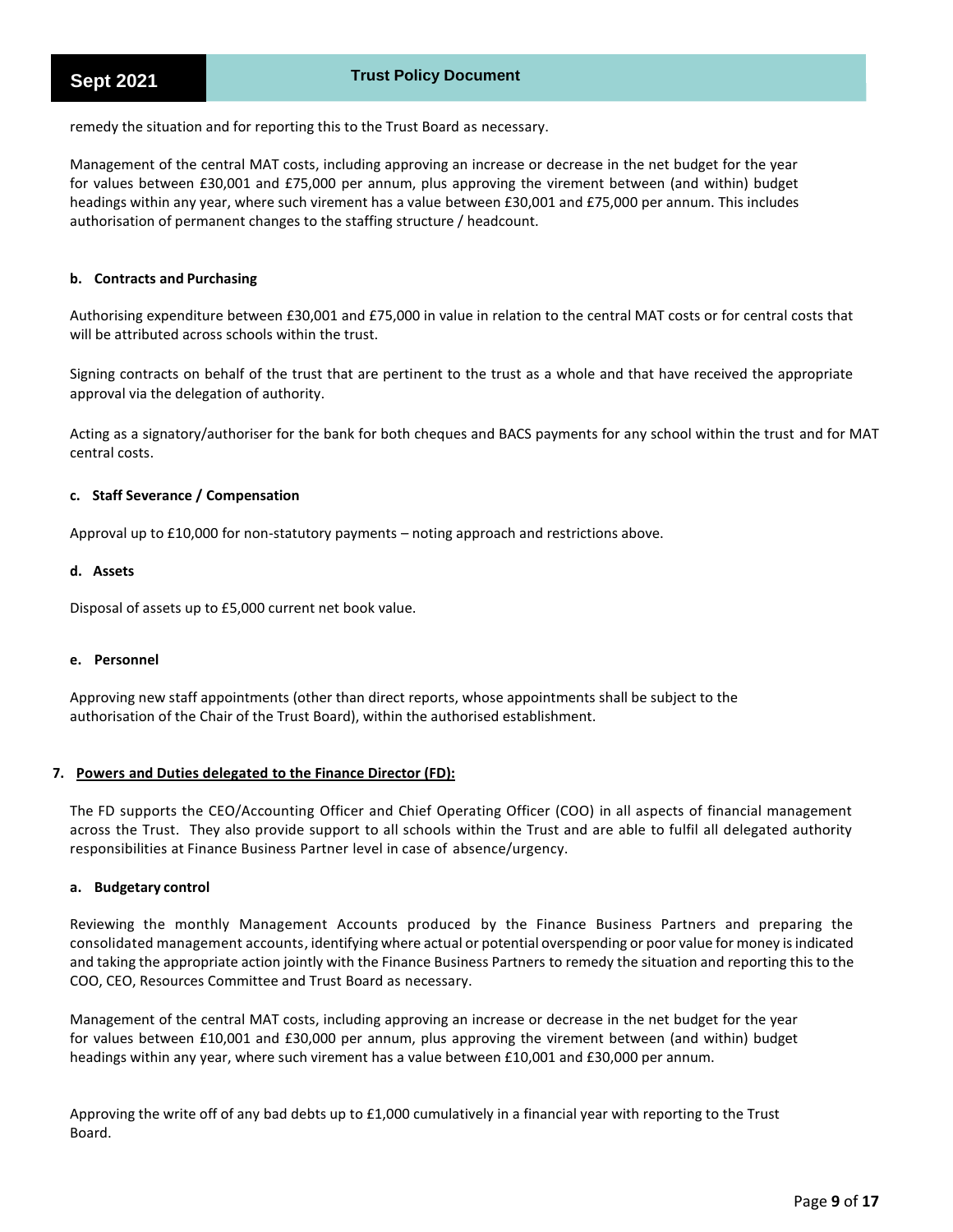remedy the situation and for reporting this to the Trust Board as necessary.

Management of the central MAT costs, including approving an increase or decrease in the net budget for the year for values between £30,001 and £75,000 per annum, plus approving the virement between (and within) budget headings within any year, where such virement has a value between £30,001 and £75,000 per annum. This includes authorisation of permanent changes to the staffing structure / headcount.

**b. Contracts and Purchasing**

Authorising expenditure between £30,001 and £75,000 in value in relation to the central MAT costs or for central costs that will be attributed across schools within the trust.

Signing contracts on behalf of the trust that are pertinent to the trust as a whole and that have received the appropriate approval via the delegation of authority.

Acting as a signatory/authoriser for the bank for both cheques and BACS payments for any school within the trust and for MAT central costs.

**c. Staff Severance / Compensation**

Approval up to £10,000 for non-statutory payments – noting approach and restrictions above.

**d. Assets**

Disposal of assets up to £5,000 current net book value.

**e. Personnel**

Approving new staff appointments (other than direct reports, whose appointments shall be subject to the authorisation of the Chair of the Trust Board), within the authorised establishment.

## 7. Powers and Duties delegated to the Finance Director (FD):

The FD supports the CEO/Accounting Officer and Chief Operating Officer (COO) in all aspects of financial management across the Trust. They also provide support to all schools within the Trust and are able to fulfil all delegated authority responsibilities at Finance Business Partner level in case of absence/urgency.

**a. Budgetary control**

Reviewing the monthly Management Accounts produced by the Finance Business Partners and preparing the consolidated management accounts, identifying where actual or potential overspending or poor value for money is indicated and taking the appropriate action jointly with the Finance Business Partners to remedy the situation and reporting this to the COO, CEO, Resources Committee and Trust Board as necessary.

Management of the central MAT costs, including approving an increase or decrease in the net budget for the year for values between £10,001 and £30,000 per annum, plus approving the virement between (and within) budget headings within any year, where such virement has a value between £10,001 and £30,000 per annum.

Approving the write off of any bad debts up to £1,000 cumulatively in a financial year with reporting to the Trust Board.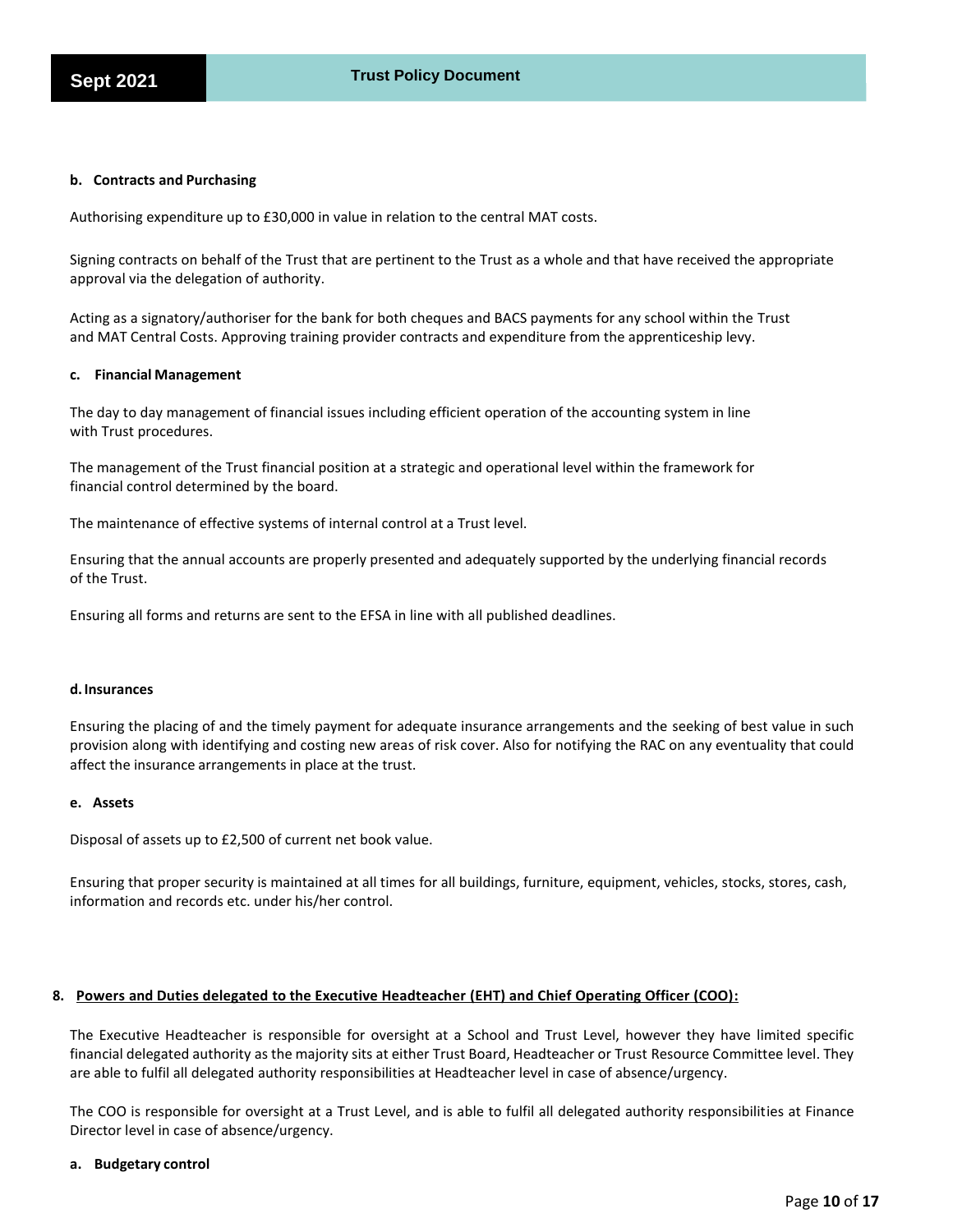**b. Contracts and Purchasing**

Authorising expenditure up to £30,000 in value in relation to the central MAT costs.

Signing contracts on behalf of the Trust that are pertinent to the Trust as a whole and that have received the appropriate approval via the delegation of authority.

Acting as a signatory/authoriser for the bank for both cheques and BACS payments for any school within the Trust and MAT Central Costs. Approving training provider contracts and expenditure from the apprenticeship levy.

**c. Financial Management**

The day to day management of financial issues including efficient operation of the accounting system in line with Trust procedures.

The management of the Trust financial position at a strategic and operational level within the framework for financial control determined by the board.

The maintenance of effective systems of internal control at a Trust level.

Ensuring that the annual accounts are properly presented and adequately supported by the underlying financial records of the Trust.

Ensuring all forms and returns are sent to the EFSA in line with all published deadlines.

**d. Insurances**

Ensuring the placing of and the timely payment for adequate insurance arrangements and the seeking of best value in such provision along with identifying and costing new areas of risk cover. Also for notifying the RAC on any eventuality that could affect the insurance arrangements in place at the trust.

**e. Assets**

Disposal of assets up to £2,500 of current net book value.

Ensuring that proper security is maintained at all times for all buildings, furniture, equipment, vehicles, stocks, stores, cash, information and records etc. under his/her control.

## 8. Powers and Duties delegated to the Executive Headteacher (EHT) and Chief Operating Officer (COO):

The Executive Headteacher is responsible for oversight at a School and Trust Level, however they have limited specific financial delegated authority as the majority sits at either Trust Board, Headteacher or Trust Resource Committee level. They are able to fulfil all delegated authority responsibilities at Headteacher level in case of absence/urgency.

The COO is responsible for oversight at a Trust Level, and is able to fulfil all delegated authority responsibilities at Finance Director level in case of absence/urgency.

**a. Budgetary control**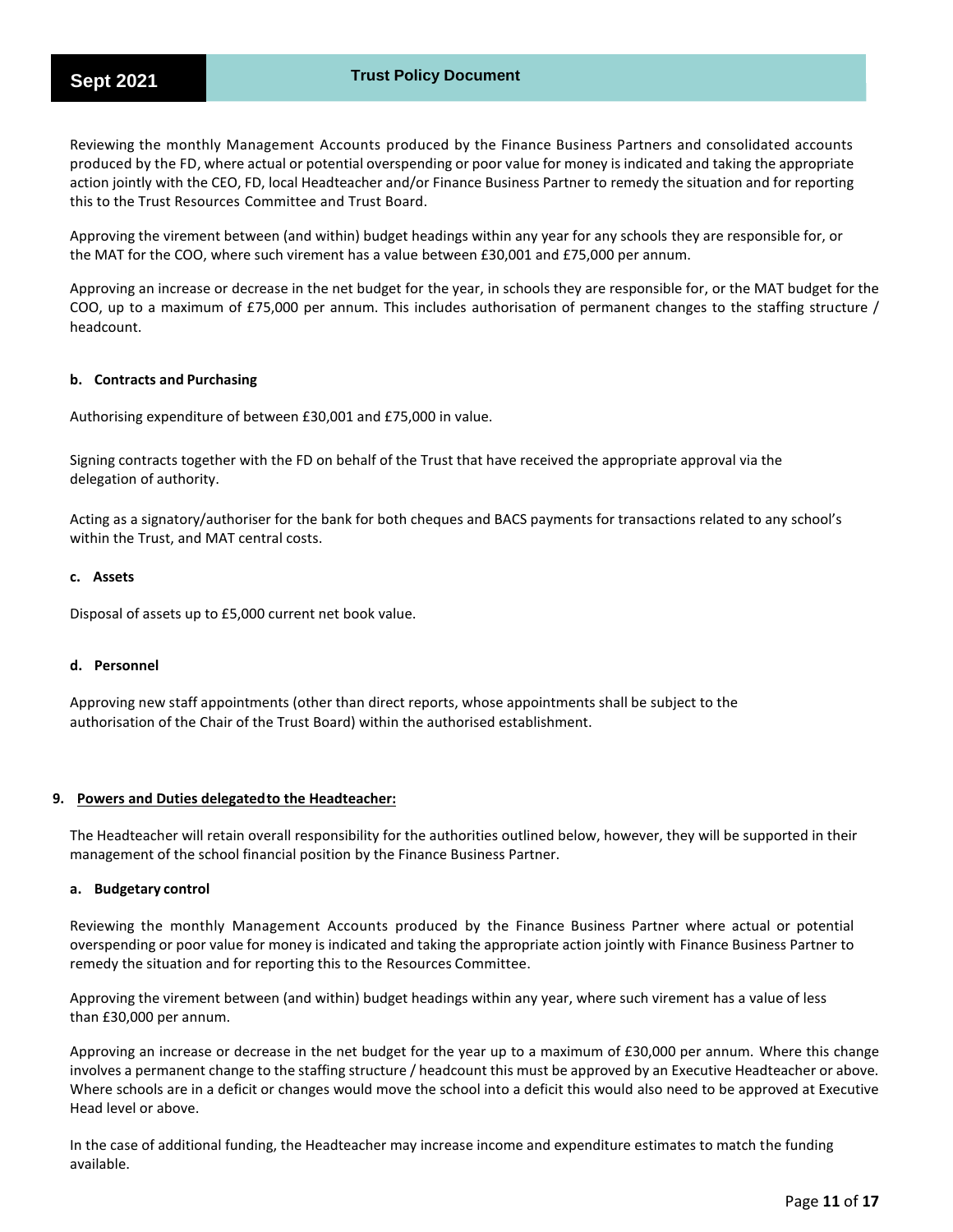Reviewing the monthly Management Accounts produced by the Finance Business Partners and consolidated accounts produced by the FD, where actual or potential overspending or poor value for money is indicated and taking the appropriate action jointly with the CEO, FD, local Headteacher and/or Finance Business Partner to remedy the situation and for reporting this to the Trust Resources Committee and Trust Board.

Approving the virement between (and within) budget headings within any year for any schools they are responsible for, or the MAT for the COO, where such virement has a value between £30,001 and £75,000 per annum.

Approving an increase or decrease in the net budget for the year, in schools they are responsible for, or the MAT budget for the COO, up to a maximum of £75,000 per annum. This includes authorisation of permanent changes to the staffing structure / headcount.

#### b. Contracts and Purchasing

Authorising expenditure of between £30,001 and £75,000 in value.

Signing contracts together with the FD on behalf of the Trust that have received the appropriate approval via the delegation of authority.

Acting as a signatory/authoriser for the bank for both cheques and BACS payments for transactions related to any school's within the Trust, and MAT central costs.

#### c. Assets

Disposal of assets up to £5,000 current net book value.

#### d. Personnel

Approving new staff appointments (other than direct reports, whose appointments shall be subject to the authorisation of the Chair of the Trust Board) within the authorised establishment.

### 9. Powers and Duties delegated to the Headteacher:

The Headteacher will retain overall responsibility for the authorities outlined below, however, they will be supported in their management of the school financial position by the Finance Business Partner.

#### a. Budgetary control

Reviewing the monthly Management Accounts produced by the Finance Business Partner where actual or potential overspending or poor value for money is indicated and taking the appropriate action jointly with Finance Business Partner to remedy the situation and for reporting this to the Resources Committee.

Approving the virement between (and within) budget headings within any year, where such virement has a value of less than £30,000 per annum.

Approving an increase or decrease in the net budget for the year up to a maximum of £30,000 per annum. Where this change involves a permanent change to the staffing structure / headcount this must be approved by an Executive Headteacher or above. Where schools are in a deficit or changes would move the school into a deficit this would also need to be approved at Executive Head level or above.

In the case of additional funding, the Headteacher may increase income and expenditure estimates to match the funding available.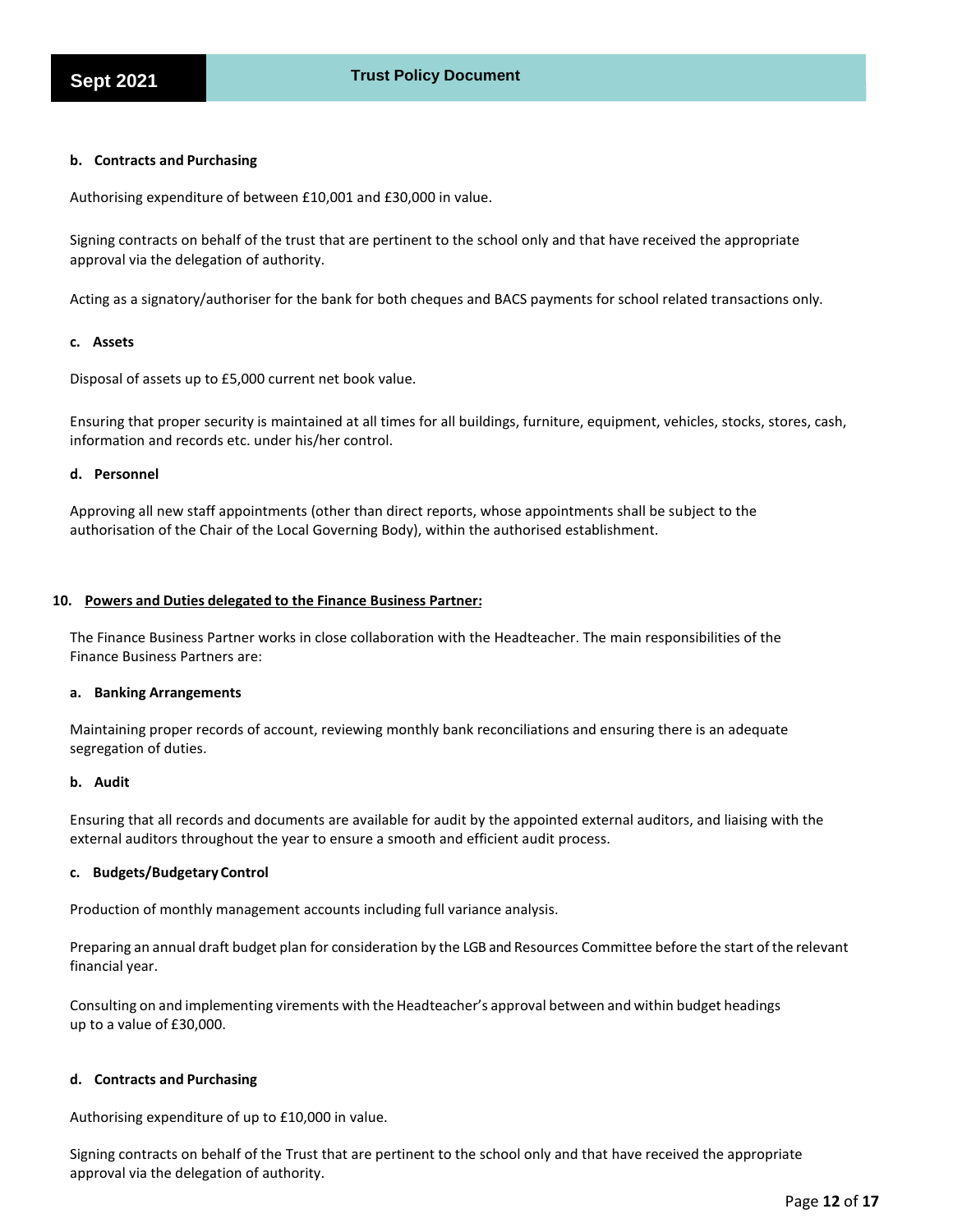**b. Contracts and Purchasing**

Authorising expenditure of between £10,001 and £30,000 in value.

Signing contracts on behalf of the trust that are pertinent to the school only and that have received the appropriate approval via the delegation of authority.

Acting as a signatory/authoriser for the bank for both cheques and BACS payments for school related transactions only.

**c. Assets**

Disposal of assets up to £5,000 current net book value.

Ensuring that proper security is maintained at all times for all buildings, furniture, equipment, vehicles, stocks, stores, cash, information and records etc. under his/her control.

**d. Personnel**

Approving all new staff appointments (other than direct reports, whose appointments shall be subject to the authorisation of the Chair of the Local Governing Body), within the authorised establishment.

## 10. Powers and Duties delegated to the Finance Business Partner:

The Finance Business Partner works in close collaboration with the Headteacher. The main responsibilities of the Finance Business Partners are:

**a. Banking Arrangements**

Maintaining proper records of account, reviewing monthly bank reconciliations and ensuring there is an adequate segregation of duties.

**b. Audit**

Ensuring that all records and documents are available for audit by the appointed external auditors, and liaising with the external auditors throughout the year to ensure a smooth and efficient audit process.

**c. Budgets/Budgetary Control**

Production of monthly management accounts including full variance analysis.

Preparing an annual draft budget plan for consideration by the LGB and Resources Committee before the start of the relevant financial year.

Consulting on and implementing virements with the Headteacher's approval between and within budget headings up to a value of £30,000.

**d. Contracts and Purchasing**

Authorising expenditure of up to £10,000 in value.

Signing contracts on behalf of the Trust that are pertinent to the school only and that have received the appropriate approval via the delegation of authority.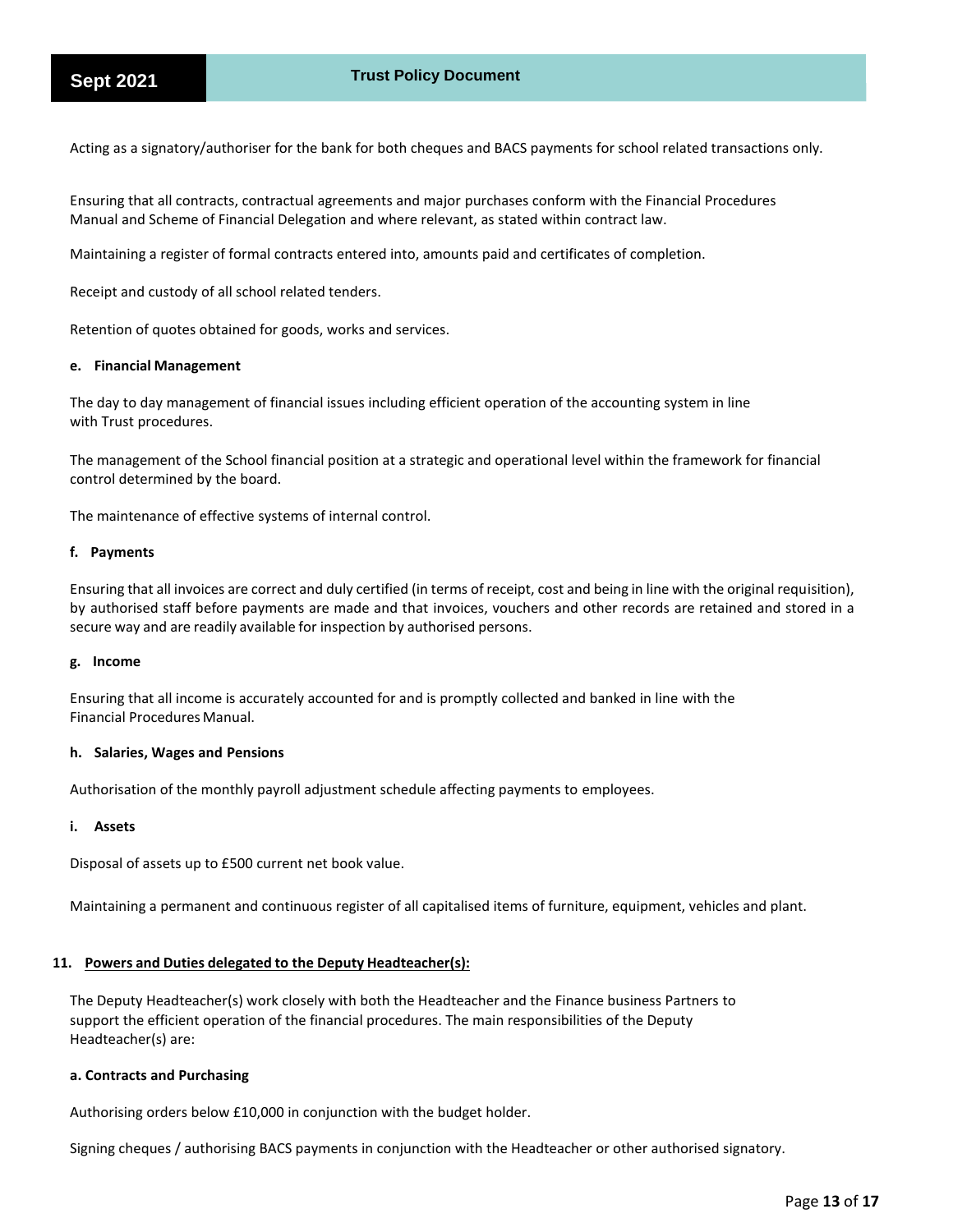Acting as a signatory/authoriser for the bank for both cheques and BACS payments for school related transactions only.

Ensuring that all contracts, contractual agreements and major purchases conform with the Financial Procedures Manual and Scheme of Financial Delegation and where relevant, as stated within contract law.

Maintaining a register of formal contracts entered into, amounts paid and certificates of completion.

Receipt and custody of all school related tenders.

Retention of quotes obtained for goods, works and services.

**e. Financial Management**

The day to day management of financial issues including efficient operation of the accounting system in line with Trust procedures.

The management of the School financial position at a strategic and operational level within the framework for financial control determined by the board.

The maintenance of effective systems of internal control.

**f. Payments**

Ensuring that all invoices are correct and duly certified (in terms of receipt, cost and being in line with the original requisition), by authorised staff before payments are made and that invoices, vouchers and other records are retained and stored in a secure way and are readily available for inspection by authorised persons.

**g. Income**

Ensuring that all income is accurately accounted for and is promptly collected and banked in line with the Financial Procedures Manual.

**h. Salaries, Wages and Pensions**

Authorisation of the monthly payroll adjustment schedule affecting payments to employees.

**i. Assets**

Disposal of assets up to £500 current net book value.

Maintaining a permanent and continuous register of all capitalised items of furniture, equipment, vehicles and plant.

## 11. Powers and Duties delegated to the Deputy Headteacher(s):

The Deputy Headteacher(s) work closely with both the Headteacher and the Finance business Partners to support the efficient operation of the financial procedures. The main responsibilities of the Deputy Headteacher(s) are:

**a. Contracts and Purchasing**

Authorising orders below £10,000 in conjunction with the budget holder.

Signing cheques / authorising BACS payments in conjunction with the Headteacher or other authorised signatory.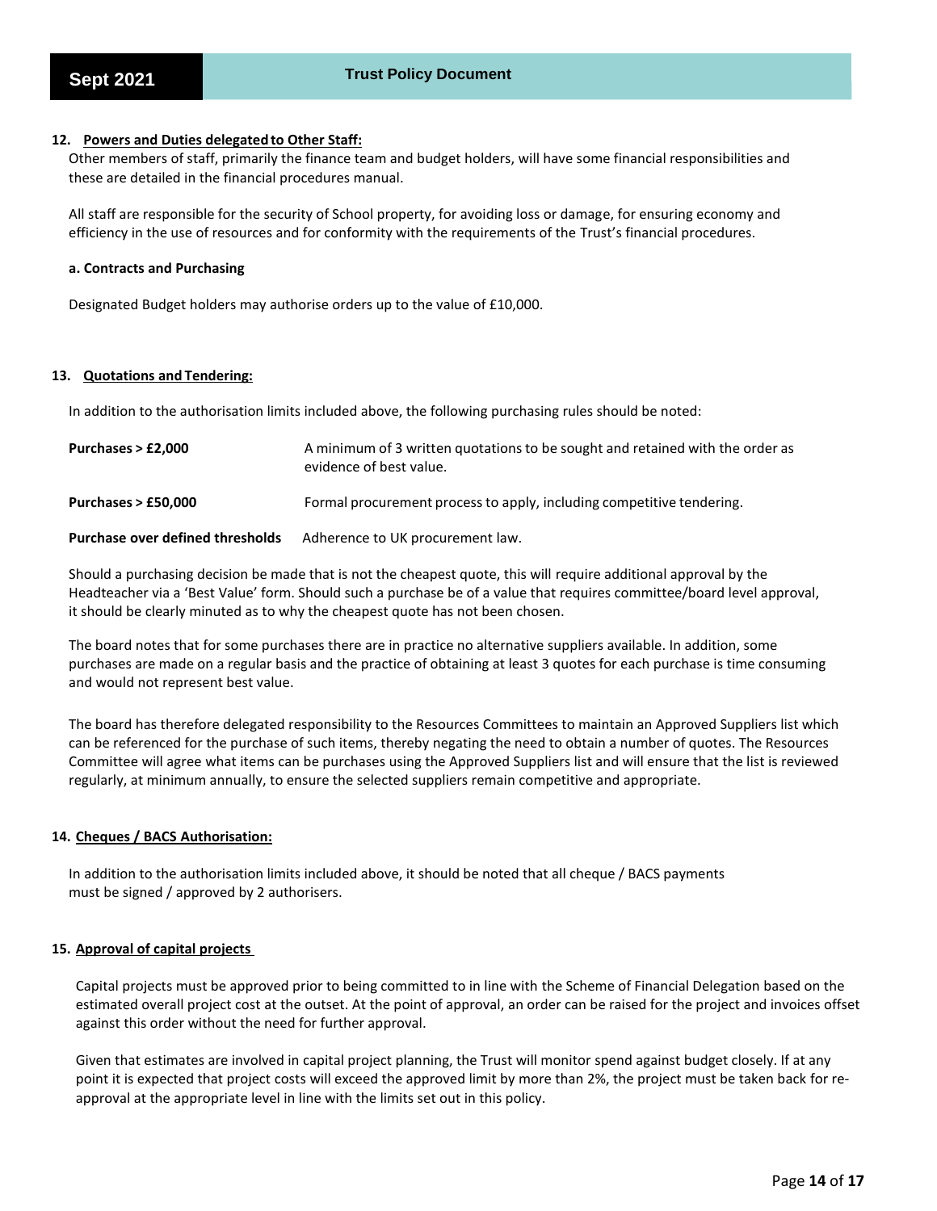### 12. Powers and Duties delegated to Other Staff:

Other members of staff, primarily the finance team and budget holders, will have some financial responsibilities and these are detailed in the financial procedures manual.

All staff are responsible for the security of School property, for avoiding loss or damage, for ensuring economy and efficiency in the use of resources and for conformity with the requirements of the Trust's financial procedures.

**a. Contracts and Purchasing**

Designated Budget holders may authorise orders up to the value of £10,000.

### 13. Quotations and Tendering:

In addition to the authorisation limits included above, the following purchasing rules should be noted:

| | |
|---|---|
| **Purchases > £2,000** | A minimum of 3 written quotations to be sought and retained with the order as evidence of best value. |
| **Purchases > £50,000** | Formal procurement process to apply, including competitive tendering. |
| **Purchase over defined thresholds** | Adherence to UK procurement law. |

Should a purchasing decision be made that is not the cheapest quote, this will require additional approval by the Headteacher via a 'Best Value' form. Should such a purchase be of a value that requires committee/board level approval, it should be clearly minuted as to why the cheapest quote has not been chosen.

The board notes that for some purchases there are in practice no alternative suppliers available. In addition, some purchases are made on a regular basis and the practice of obtaining at least 3 quotes for each purchase is time consuming and would not represent best value.

The board has therefore delegated responsibility to the Resources Committees to maintain an Approved Suppliers list which can be referenced for the purchase of such items, thereby negating the need to obtain a number of quotes. The Resources Committee will agree what items can be purchases using the Approved Suppliers list and will ensure that the list is reviewed regularly, at minimum annually, to ensure the selected suppliers remain competitive and appropriate.

### 14. Cheques / BACS Authorisation:

In addition to the authorisation limits included above, it should be noted that all cheque / BACS payments must be signed / approved by 2 authorisers.

### 15. Approval of capital projects

Capital projects must be approved prior to being committed to in line with the Scheme of Financial Delegation based on the estimated overall project cost at the outset. At the point of approval, an order can be raised for the project and invoices offset against this order without the need for further approval.

Given that estimates are involved in capital project planning, the Trust will monitor spend against budget closely. If at any point it is expected that project costs will exceed the approved limit by more than 2%, the project must be taken back for re-approval at the appropriate level in line with the limits set out in this policy.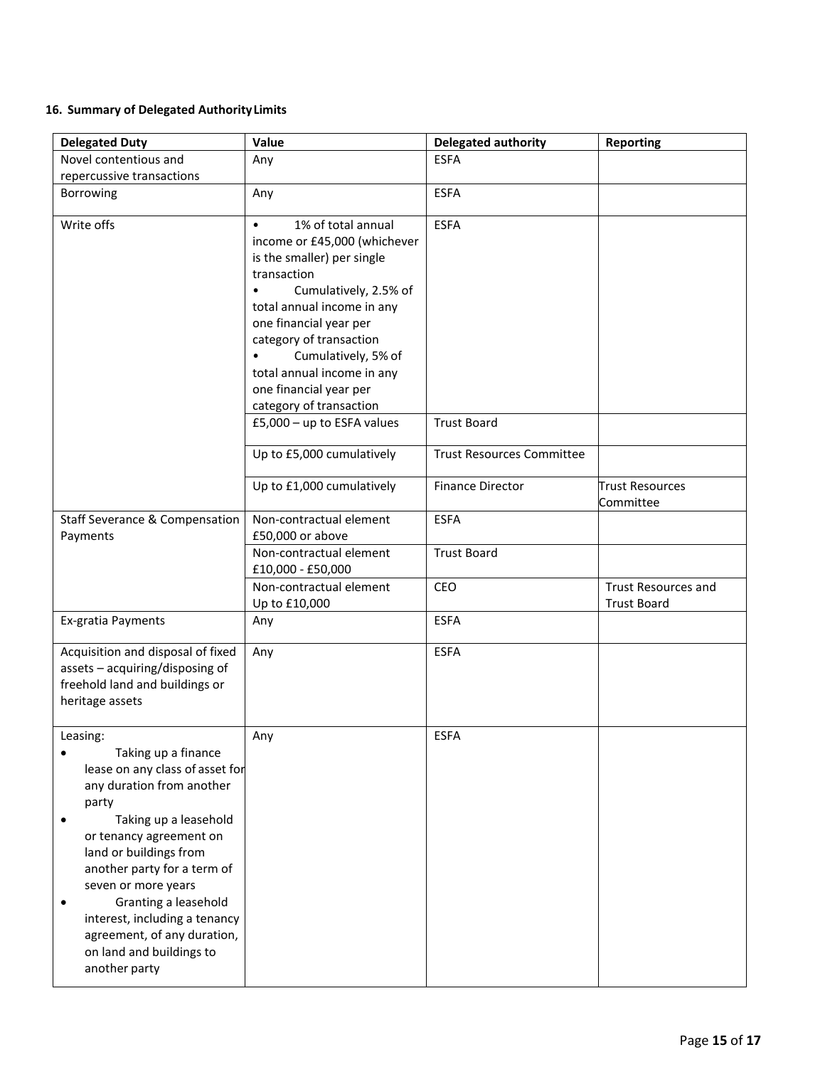## 16. Summary of Delegated Authority Limits

| Delegated Duty | Value | Delegated authority | Reporting |
|---|---|---|---|
| Novel contentious and repercussive transactions | Any | ESFA | |
| Borrowing | Any | ESFA | |
| Write offs | • 1% of total annual income or £45,000 (whichever is the smaller) per single transaction<br>• Cumulatively, 2.5% of total annual income in any one financial year per category of transaction<br>• Cumulatively, 5% of total annual income in any one financial year per category of transaction | ESFA | |
| | £5,000 – up to ESFA values | Trust Board | |
| | Up to £5,000 cumulatively | Trust Resources Committee | |
| | Up to £1,000 cumulatively | Finance Director | Trust Resources Committee |
| Staff Severance & Compensation Payments | Non-contractual element £50,000 or above | ESFA | |
| | Non-contractual element £10,000 - £50,000 | Trust Board | |
| | Non-contractual element Up to £10,000 | CEO | Trust Resources and Trust Board |
| Ex-gratia Payments | Any | ESFA | |
| Acquisition and disposal of fixed assets – acquiring/disposing of freehold land and buildings or heritage assets | Any | ESFA | |
| Leasing:<br>• Taking up a finance lease on any class of asset for any duration from another party<br>• Taking up a leasehold or tenancy agreement on land or buildings from another party for a term of seven or more years<br>• Granting a leasehold interest, including a tenancy agreement, of any duration, on land and buildings to another party | Any | ESFA | |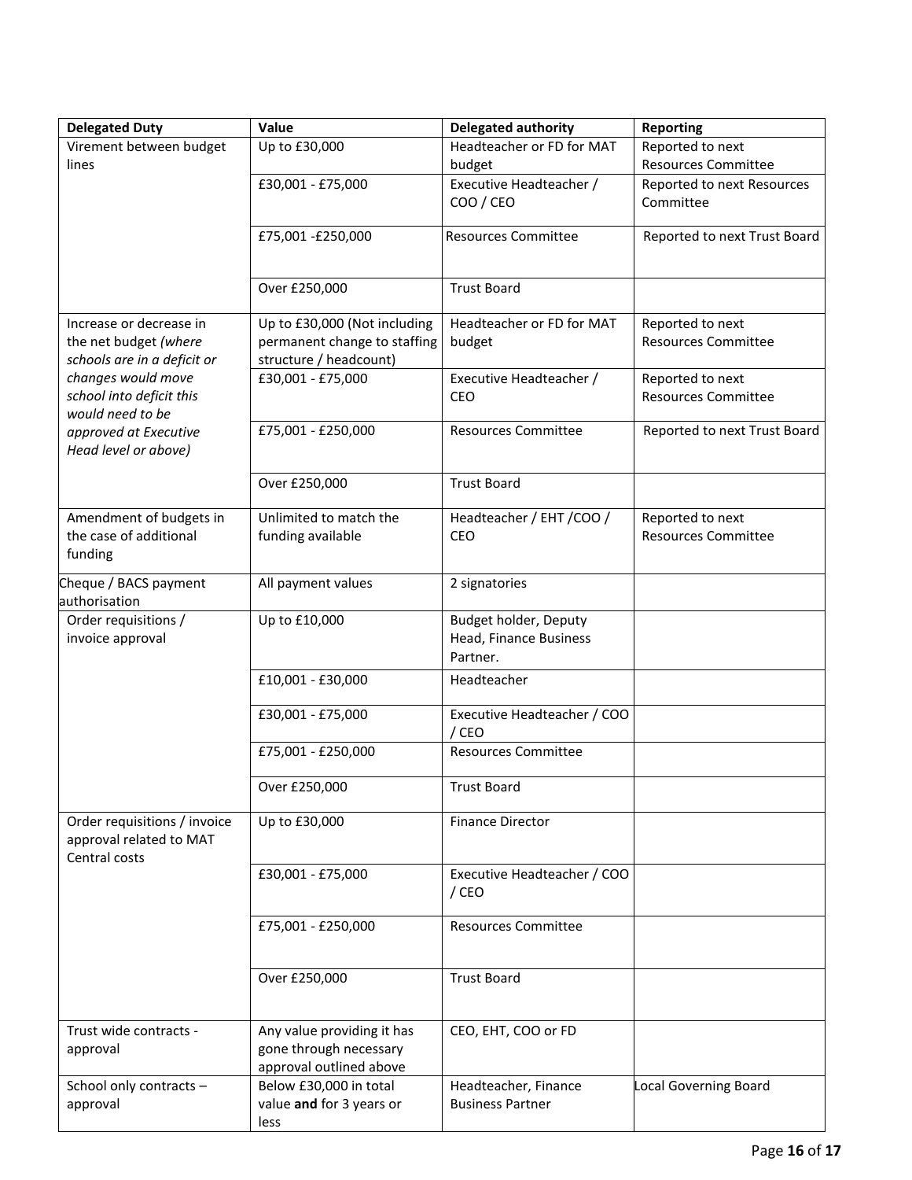| Delegated Duty | Value | Delegated authority | Reporting |
|---|---|---|---|
| Virement between budget lines | Up to £30,000 | Headteacher or FD for MAT budget | Reported to next Resources Committee |
| | £30,001 - £75,000 | Executive Headteacher / COO / CEO | Reported to next Resources Committee |
| | £75,001 -£250,000 | Resources Committee | Reported to next Trust Board |
| | Over £250,000 | Trust Board | |
| Increase or decrease in the net budget *(where schools are in a deficit or changes would move school into deficit this would need to be approved at Executive Head level or above)* | Up to £30,000 (Not including permanent change to staffing structure / headcount) | Headteacher or FD for MAT budget | Reported to next Resources Committee |
| | £30,001 - £75,000 | Executive Headteacher / CEO | Reported to next Resources Committee |
| | £75,001 - £250,000 | Resources Committee | Reported to next Trust Board |
| | Over £250,000 | Trust Board | |
| Amendment of budgets in the case of additional funding | Unlimited to match the funding available | Headteacher / EHT /COO / CEO | Reported to next Resources Committee |
| Cheque / BACS payment authorisation | All payment values | 2 signatories | |
| Order requisitions / invoice approval | Up to £10,000 | Budget holder, Deputy Head, Finance Business Partner. | |
| | £10,001 - £30,000 | Headteacher | |
| | £30,001 - £75,000 | Executive Headteacher / COO / CEO | |
| | £75,001 - £250,000 | Resources Committee | |
| | Over £250,000 | Trust Board | |
| Order requisitions / invoice approval related to MAT Central costs | Up to £30,000 | Finance Director | |
| | £30,001 - £75,000 | Executive Headteacher / COO / CEO | |
| | £75,001 - £250,000 | Resources Committee | |
| | Over £250,000 | Trust Board | |
| Trust wide contracts - approval | Any value providing it has gone through necessary approval outlined above | CEO, EHT, COO or FD | |
| School only contracts – approval | Below £30,000 in total value **and** for 3 years or less | Headteacher, Finance Business Partner | Local Governing Board |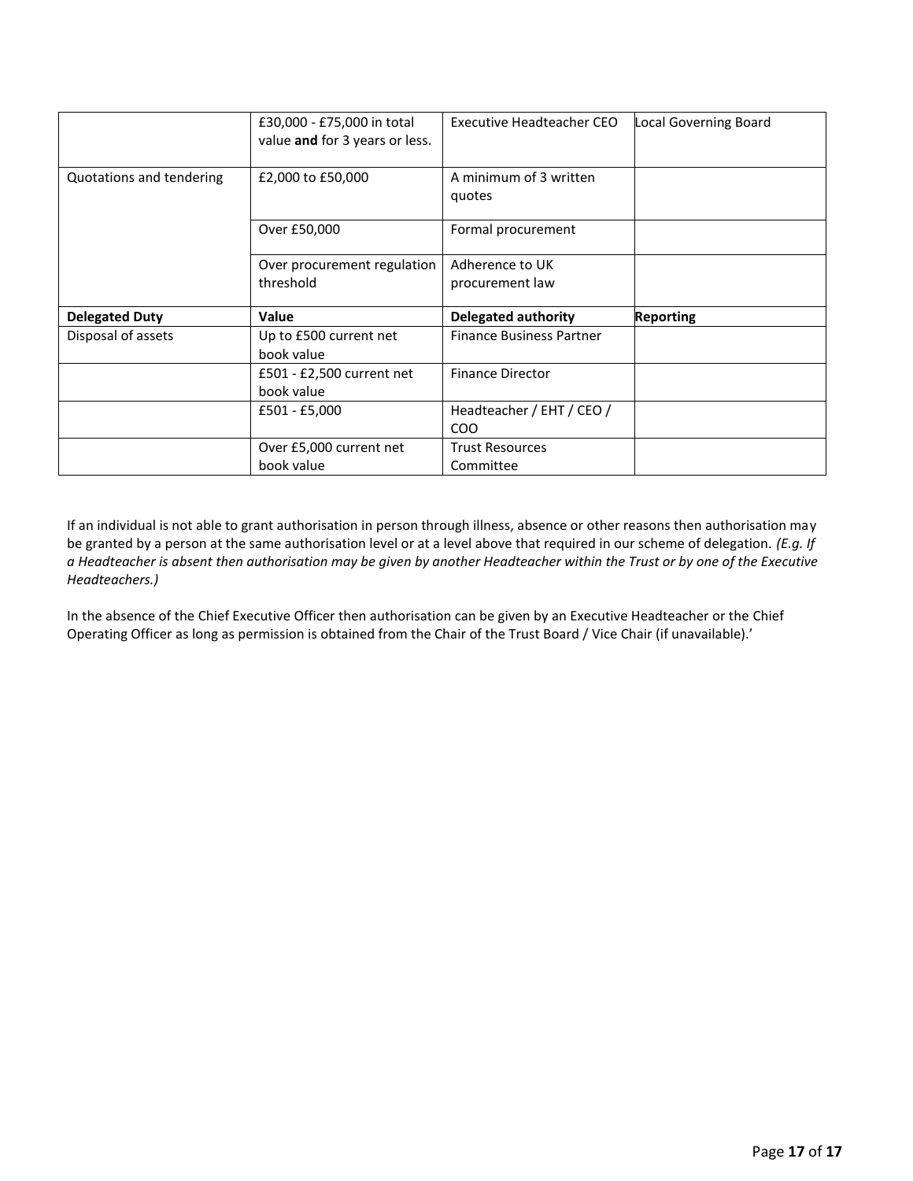| | | | |
|---|---|---|---|
| | £30,000 - £75,000 in total value **and** for 3 years or less. | Executive Headteacher CEO | Local Governing Board |
| Quotations and tendering | £2,000 to £50,000 | A minimum of 3 written quotes | |
| | Over £50,000 | Formal procurement | |
| | Over procurement regulation threshold | Adherence to UK procurement law | |
| **Delegated Duty** | **Value** | **Delegated authority** | **Reporting** |
| Disposal of assets | Up to £500 current net book value | Finance Business Partner | |
| | £501 - £2,500 current net book value | Finance Director | |
| | £501 - £5,000 | Headteacher / EHT / CEO / COO | |
| | Over £5,000 current net book value | Trust Resources Committee | |

If an individual is not able to grant authorisation in person through illness, absence or other reasons then authorisation may be granted by a person at the same authorisation level or at a level above that required in our scheme of delegation. *(E.g. If a Headteacher is absent then authorisation may be given by another Headteacher within the Trust or by one of the Executive Headteachers.)*

In the absence of the Chief Executive Officer then authorisation can be given by an Executive Headteacher or the Chief Operating Officer as long as permission is obtained from the Chair of the Trust Board / Vice Chair (if unavailable).'